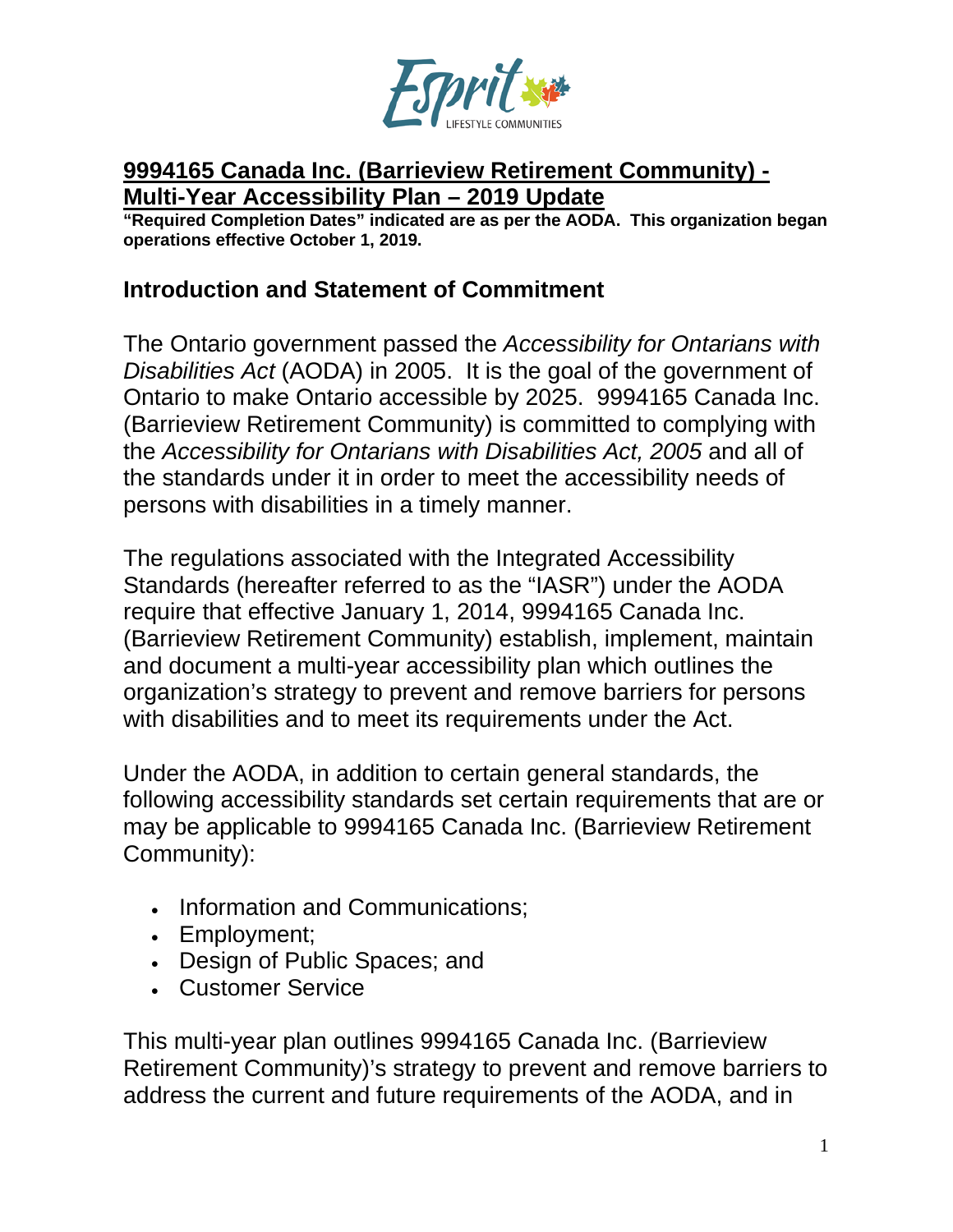# 9994165 Canada Inc. (Barrieview Retirement Community) - Multi-Year Accessibility Plan – 2019 Update

**"Required Completion Dates" indicated are as per the AODA. This organization began operations effective October 1, 2019.**

## Introduction and Statement of Commitment

The Ontario government passed the *Accessibility for Ontarians with Disabilities Act* (AODA) in 2005. It is the goal of the government of Ontario to make Ontario accessible by 2025. 9994165 Canada Inc. (Barrieview Retirement Community) is committed to complying with the *Accessibility for Ontarians with Disabilities Act, 2005* and all of the standards under it in order to meet the accessibility needs of persons with disabilities in a timely manner.

The regulations associated with the Integrated Accessibility Standards (hereafter referred to as the "IASR") under the AODA require that effective January 1, 2014, 9994165 Canada Inc. (Barrieview Retirement Community) establish, implement, maintain and document a multi-year accessibility plan which outlines the organization's strategy to prevent and remove barriers for persons with disabilities and to meet its requirements under the Act.

Under the AODA, in addition to certain general standards, the following accessibility standards set certain requirements that are or may be applicable to 9994165 Canada Inc. (Barrieview Retirement Community):

- Information and Communications;
- Employment;
- Design of Public Spaces; and
- Customer Service

This multi-year plan outlines 9994165 Canada Inc. (Barrieview Retirement Community)'s strategy to prevent and remove barriers to address the current and future requirements of the AODA, and in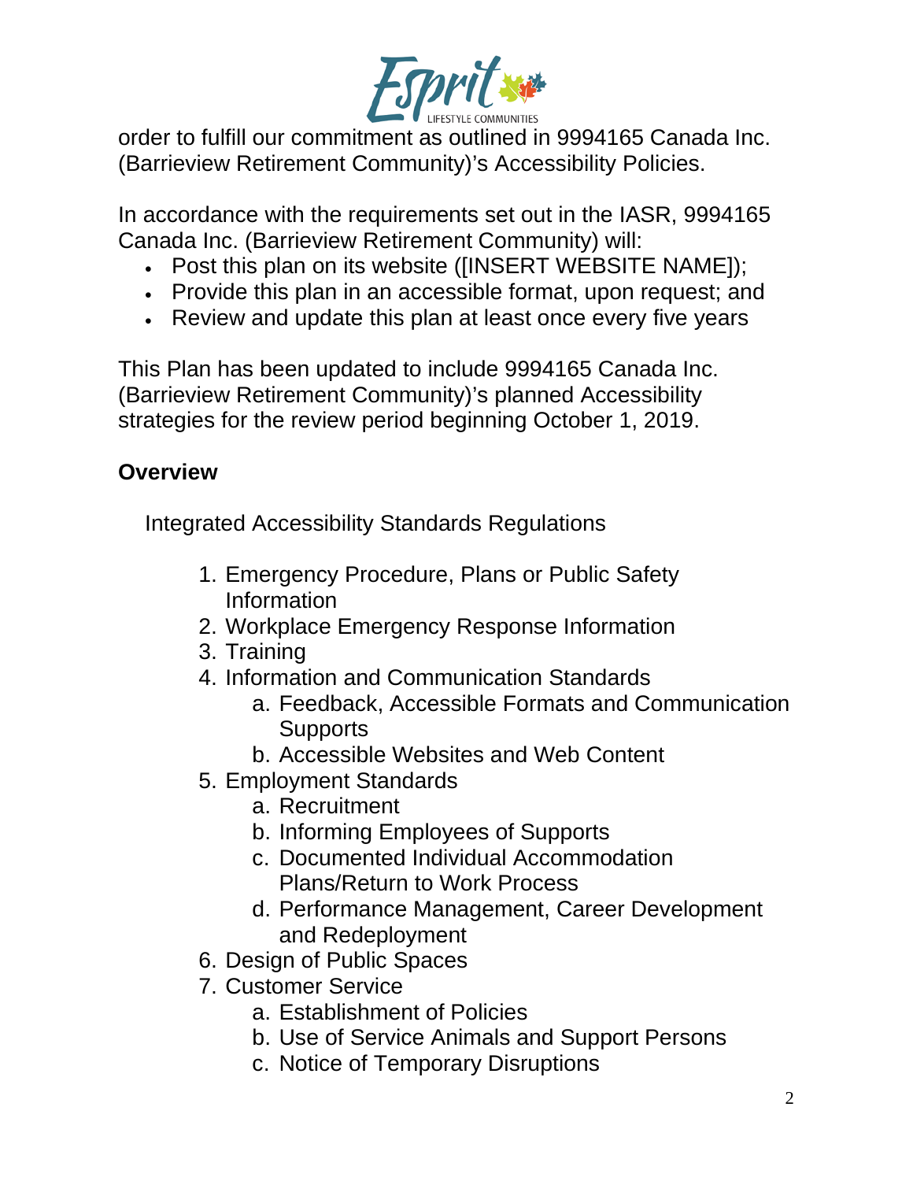order to fulfill our commitment as outlined in 9994165 Canada Inc. (Barrieview Retirement Community)'s Accessibility Policies.

In accordance with the requirements set out in the IASR, 9994165 Canada Inc. (Barrieview Retirement Community) will:

- Post this plan on its website ([INSERT WEBSITE NAME]);
- Provide this plan in an accessible format, upon request; and
- Review and update this plan at least once every five years

This Plan has been updated to include 9994165 Canada Inc. (Barrieview Retirement Community)'s planned Accessibility strategies for the review period beginning October 1, 2019.

## Overview

Integrated Accessibility Standards Regulations

1. Emergency Procedure, Plans or Public Safety Information
2. Workplace Emergency Response Information
3. Training
4. Information and Communication Standards
   a. Feedback, Accessible Formats and Communication Supports
   b. Accessible Websites and Web Content
5. Employment Standards
   a. Recruitment
   b. Informing Employees of Supports
   c. Documented Individual Accommodation Plans/Return to Work Process
   d. Performance Management, Career Development and Redeployment
6. Design of Public Spaces
7. Customer Service
   a. Establishment of Policies
   b. Use of Service Animals and Support Persons
   c. Notice of Temporary Disruptions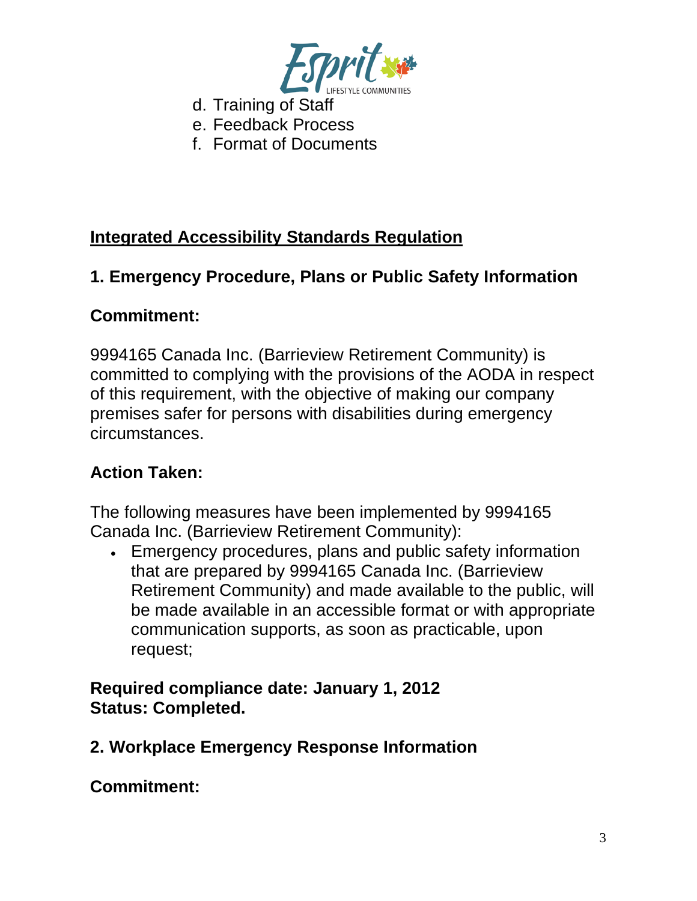d. Training of Staff
e. Feedback Process
f. Format of Documents

## Integrated Accessibility Standards Regulation

### 1. Emergency Procedure, Plans or Public Safety Information

**Commitment:**

9994165 Canada Inc. (Barrieview Retirement Community) is committed to complying with the provisions of the AODA in respect of this requirement, with the objective of making our company premises safer for persons with disabilities during emergency circumstances.

**Action Taken:**

The following measures have been implemented by 9994165 Canada Inc. (Barrieview Retirement Community):

- Emergency procedures, plans and public safety information that are prepared by 9994165 Canada Inc. (Barrieview Retirement Community) and made available to the public, will be made available in an accessible format or with appropriate communication supports, as soon as practicable, upon request;

**Required compliance date: January 1, 2012**
**Status: Completed.**

### 2. Workplace Emergency Response Information

**Commitment:**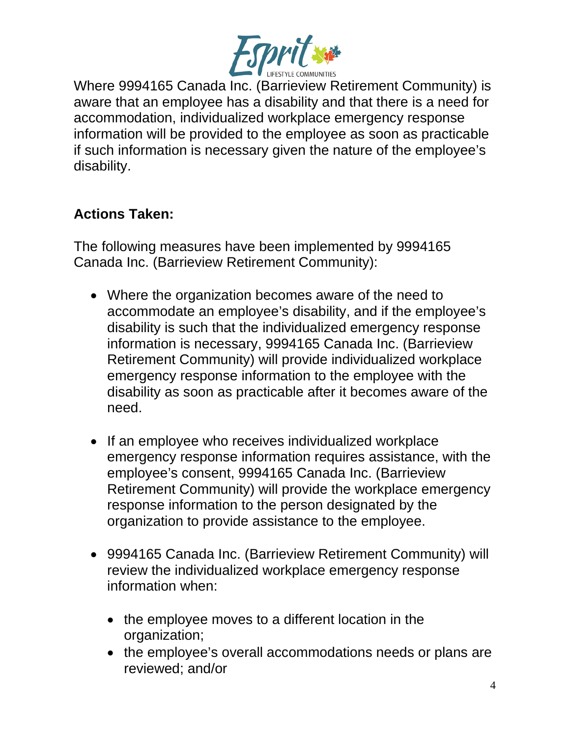Where 9994165 Canada Inc. (Barrieview Retirement Community) is aware that an employee has a disability and that there is a need for accommodation, individualized workplace emergency response information will be provided to the employee as soon as practicable if such information is necessary given the nature of the employee's disability.

**Actions Taken:**

The following measures have been implemented by 9994165 Canada Inc. (Barrieview Retirement Community):

- Where the organization becomes aware of the need to accommodate an employee's disability, and if the employee's disability is such that the individualized emergency response information is necessary, 9994165 Canada Inc. (Barrieview Retirement Community) will provide individualized workplace emergency response information to the employee with the disability as soon as practicable after it becomes aware of the need.

- If an employee who receives individualized workplace emergency response information requires assistance, with the employee's consent, 9994165 Canada Inc. (Barrieview Retirement Community) will provide the workplace emergency response information to the person designated by the organization to provide assistance to the employee.

- 9994165 Canada Inc. (Barrieview Retirement Community) will review the individualized workplace emergency response information when:

  - the employee moves to a different location in the organization;
  - the employee's overall accommodations needs or plans are reviewed; and/or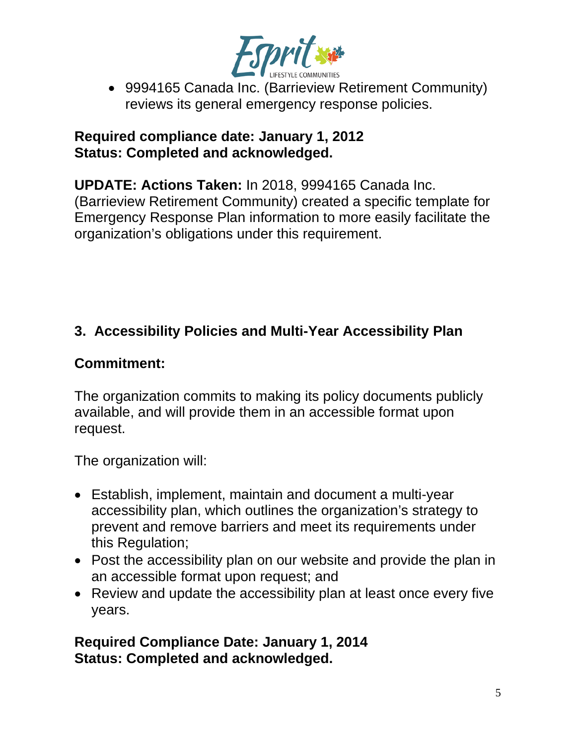- 9994165 Canada Inc. (Barrieview Retirement Community) reviews its general emergency response policies.

**Required compliance date: January 1, 2012**
**Status: Completed and acknowledged.**

**UPDATE: Actions Taken:** In 2018, 9994165 Canada Inc. (Barrieview Retirement Community) created a specific template for Emergency Response Plan information to more easily facilitate the organization's obligations under this requirement.

## 3. Accessibility Policies and Multi-Year Accessibility Plan

### Commitment:

The organization commits to making its policy documents publicly available, and will provide them in an accessible format upon request.

The organization will:

- Establish, implement, maintain and document a multi-year accessibility plan, which outlines the organization's strategy to prevent and remove barriers and meet its requirements under this Regulation;
- Post the accessibility plan on our website and provide the plan in an accessible format upon request; and
- Review and update the accessibility plan at least once every five years.

**Required Compliance Date: January 1, 2014**
**Status: Completed and acknowledged.**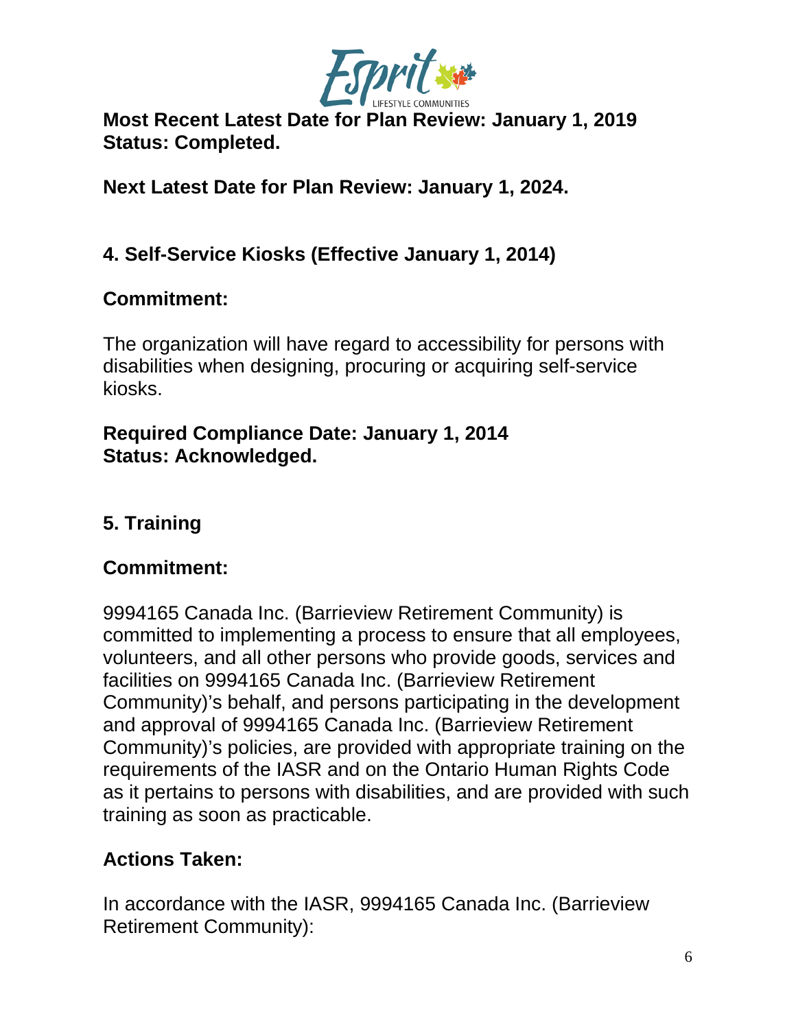**Most Recent Latest Date for Plan Review: January 1, 2019**
**Status: Completed.**

**Next Latest Date for Plan Review: January 1, 2024.**

## 4. Self-Service Kiosks (Effective January 1, 2014)

**Commitment:**

The organization will have regard to accessibility for persons with disabilities when designing, procuring or acquiring self-service kiosks.

**Required Compliance Date: January 1, 2014**
**Status: Acknowledged.**

## 5. Training

**Commitment:**

9994165 Canada Inc. (Barrieview Retirement Community) is committed to implementing a process to ensure that all employees, volunteers, and all other persons who provide goods, services and facilities on 9994165 Canada Inc. (Barrieview Retirement Community)'s behalf, and persons participating in the development and approval of 9994165 Canada Inc. (Barrieview Retirement Community)'s policies, are provided with appropriate training on the requirements of the IASR and on the Ontario Human Rights Code as it pertains to persons with disabilities, and are provided with such training as soon as practicable.

**Actions Taken:**

In accordance with the IASR, 9994165 Canada Inc. (Barrieview Retirement Community):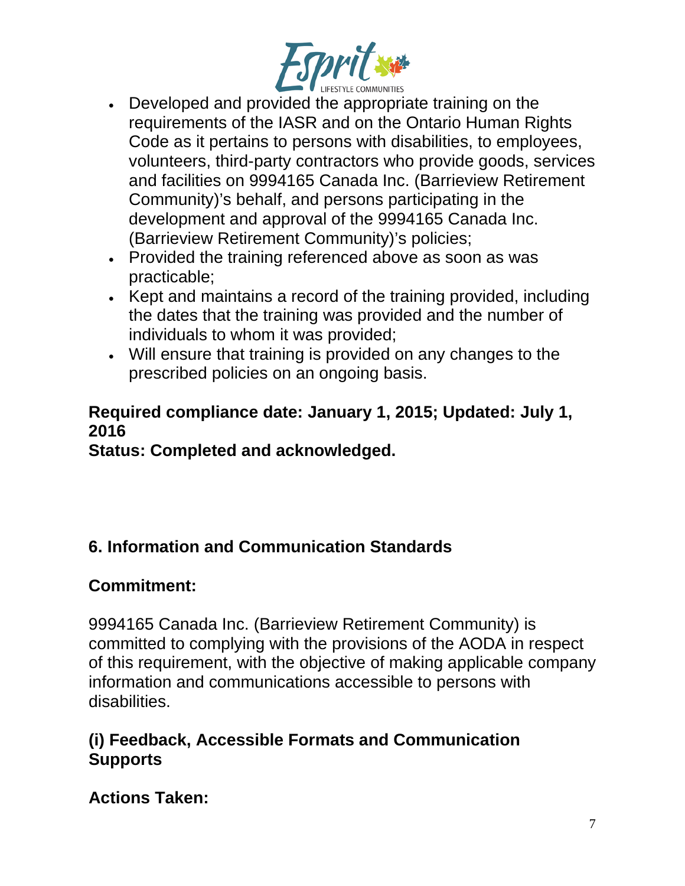- Developed and provided the appropriate training on the requirements of the IASR and on the Ontario Human Rights Code as it pertains to persons with disabilities, to employees, volunteers, third-party contractors who provide goods, services and facilities on 9994165 Canada Inc. (Barrieview Retirement Community)'s behalf, and persons participating in the development and approval of the 9994165 Canada Inc. (Barrieview Retirement Community)'s policies;
- Provided the training referenced above as soon as was practicable;
- Kept and maintains a record of the training provided, including the dates that the training was provided and the number of individuals to whom it was provided;
- Will ensure that training is provided on any changes to the prescribed policies on an ongoing basis.

**Required compliance date: January 1, 2015; Updated: July 1, 2016**
**Status: Completed and acknowledged.**

## 6. Information and Communication Standards

### Commitment:

9994165 Canada Inc. (Barrieview Retirement Community) is committed to complying with the provisions of the AODA in respect of this requirement, with the objective of making applicable company information and communications accessible to persons with disabilities.

### (i) Feedback, Accessible Formats and Communication Supports

### Actions Taken: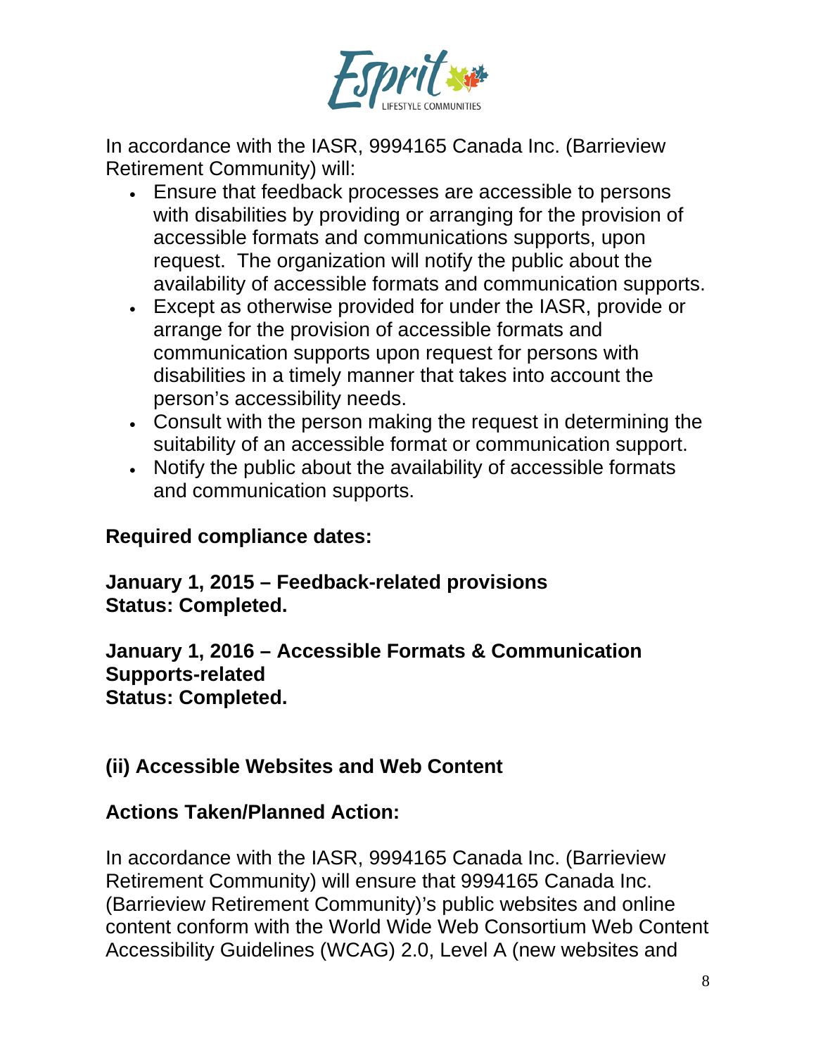In accordance with the IASR, 9994165 Canada Inc. (Barrieview Retirement Community) will:

- Ensure that feedback processes are accessible to persons with disabilities by providing or arranging for the provision of accessible formats and communications supports, upon request. The organization will notify the public about the availability of accessible formats and communication supports.
- Except as otherwise provided for under the IASR, provide or arrange for the provision of accessible formats and communication supports upon request for persons with disabilities in a timely manner that takes into account the person's accessibility needs.
- Consult with the person making the request in determining the suitability of an accessible format or communication support.
- Notify the public about the availability of accessible formats and communication supports.

**Required compliance dates:**

**January 1, 2015 – Feedback-related provisions**
**Status: Completed.**

**January 1, 2016 – Accessible Formats & Communication Supports-related**
**Status: Completed.**

### (ii) Accessible Websites and Web Content

**Actions Taken/Planned Action:**

In accordance with the IASR, 9994165 Canada Inc. (Barrieview Retirement Community) will ensure that 9994165 Canada Inc. (Barrieview Retirement Community)'s public websites and online content conform with the World Wide Web Consortium Web Content Accessibility Guidelines (WCAG) 2.0, Level A (new websites and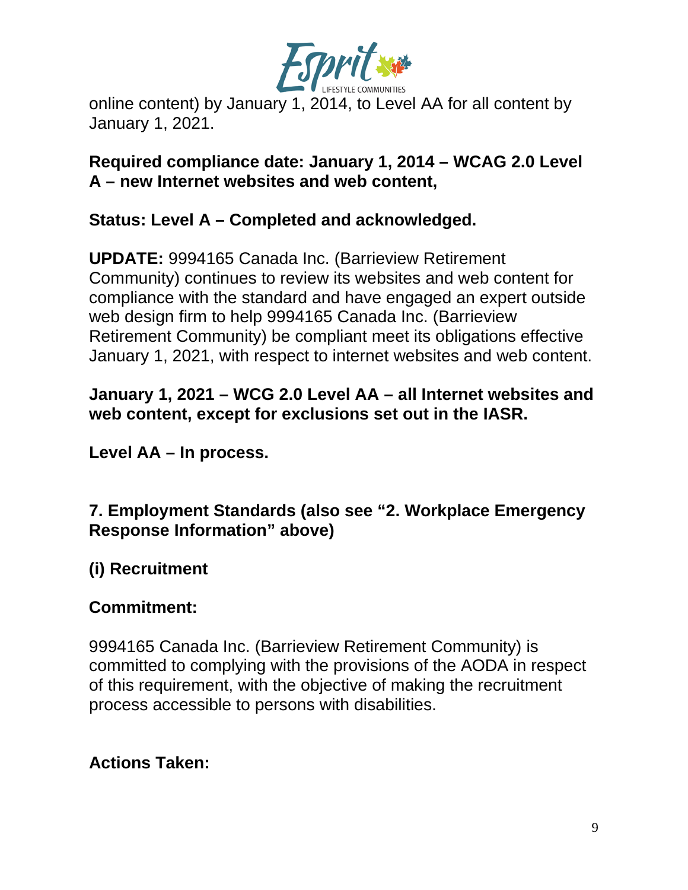online content) by January 1, 2014, to Level AA for all content by January 1, 2021.

**Required compliance date: January 1, 2014 – WCAG 2.0 Level A – new Internet websites and web content,**

**Status: Level A – Completed and acknowledged.**

**UPDATE:** 9994165 Canada Inc. (Barrieview Retirement Community) continues to review its websites and web content for compliance with the standard and have engaged an expert outside web design firm to help 9994165 Canada Inc. (Barrieview Retirement Community) be compliant meet its obligations effective January 1, 2021, with respect to internet websites and web content.

**January 1, 2021 – WCG 2.0 Level AA – all Internet websites and web content, except for exclusions set out in the IASR.**

**Level AA – In process.**

**7. Employment Standards (also see "2. Workplace Emergency Response Information" above)**

**(i) Recruitment**

**Commitment:**

9994165 Canada Inc. (Barrieview Retirement Community) is committed to complying with the provisions of the AODA in respect of this requirement, with the objective of making the recruitment process accessible to persons with disabilities.

**Actions Taken:**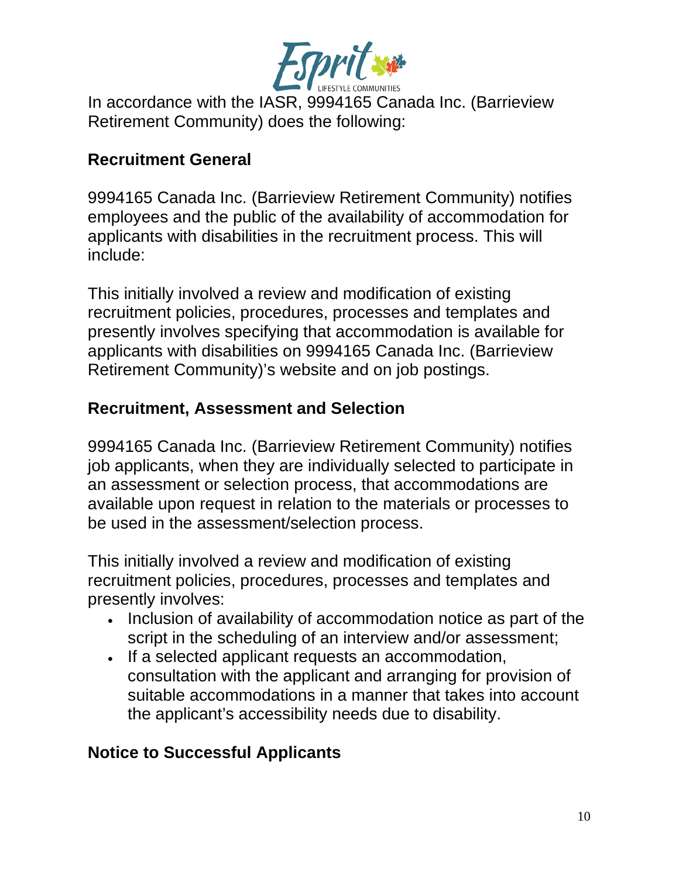In accordance with the IASR, 9994165 Canada Inc. (Barrieview Retirement Community) does the following:

## Recruitment General

9994165 Canada Inc. (Barrieview Retirement Community) notifies employees and the public of the availability of accommodation for applicants with disabilities in the recruitment process. This will include:

This initially involved a review and modification of existing recruitment policies, procedures, processes and templates and presently involves specifying that accommodation is available for applicants with disabilities on 9994165 Canada Inc. (Barrieview Retirement Community)'s website and on job postings.

## Recruitment, Assessment and Selection

9994165 Canada Inc. (Barrieview Retirement Community) notifies job applicants, when they are individually selected to participate in an assessment or selection process, that accommodations are available upon request in relation to the materials or processes to be used in the assessment/selection process.

This initially involved a review and modification of existing recruitment policies, procedures, processes and templates and presently involves:

- Inclusion of availability of accommodation notice as part of the script in the scheduling of an interview and/or assessment;
- If a selected applicant requests an accommodation, consultation with the applicant and arranging for provision of suitable accommodations in a manner that takes into account the applicant's accessibility needs due to disability.

## Notice to Successful Applicants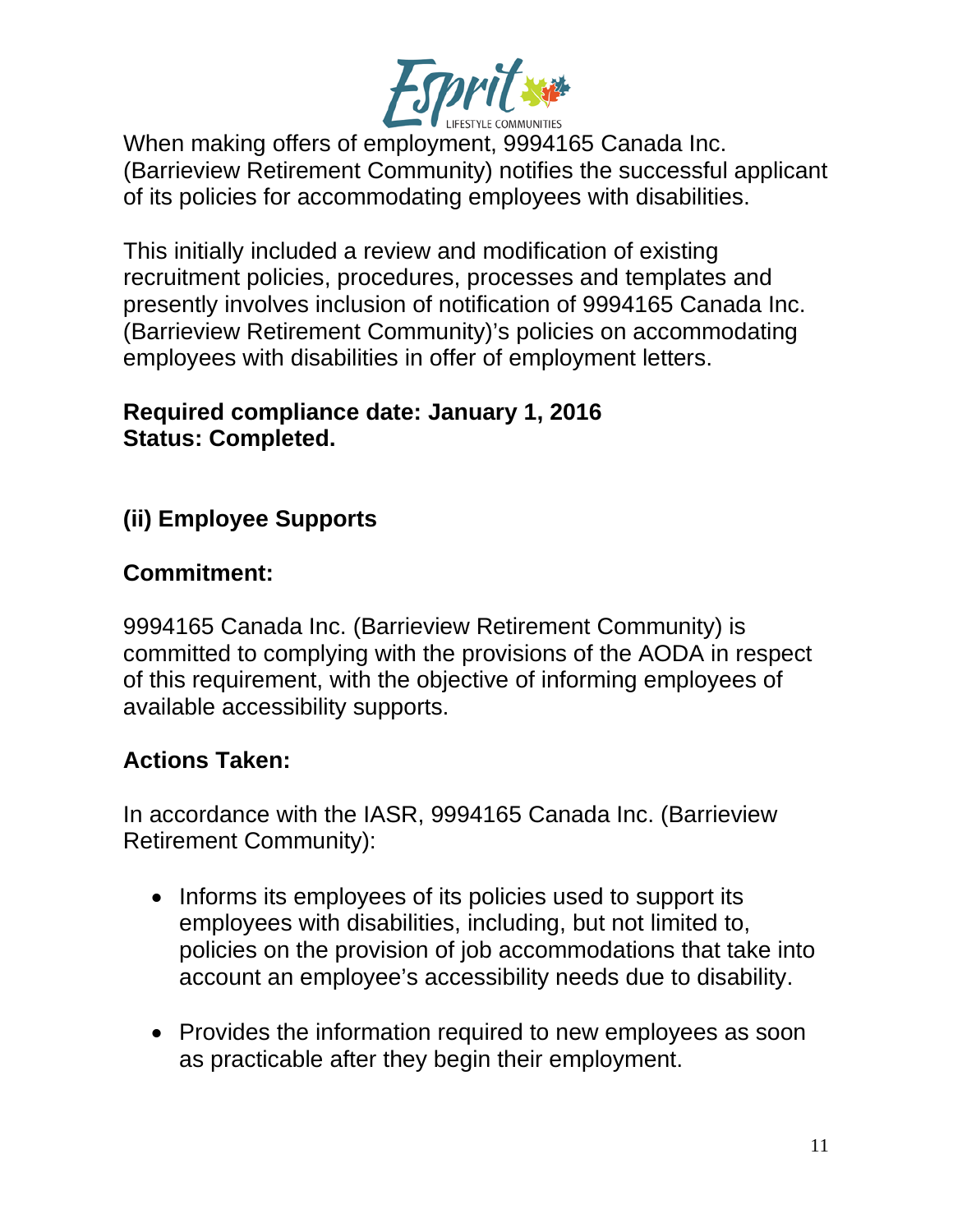When making offers of employment, 9994165 Canada Inc. (Barrieview Retirement Community) notifies the successful applicant of its policies for accommodating employees with disabilities.

This initially included a review and modification of existing recruitment policies, procedures, processes and templates and presently involves inclusion of notification of 9994165 Canada Inc. (Barrieview Retirement Community)'s policies on accommodating employees with disabilities in offer of employment letters.

**Required compliance date: January 1, 2016**
**Status: Completed.**

### (ii) Employee Supports

#### Commitment:

9994165 Canada Inc. (Barrieview Retirement Community) is committed to complying with the provisions of the AODA in respect of this requirement, with the objective of informing employees of available accessibility supports.

#### Actions Taken:

In accordance with the IASR, 9994165 Canada Inc. (Barrieview Retirement Community):

- Informs its employees of its policies used to support its employees with disabilities, including, but not limited to, policies on the provision of job accommodations that take into account an employee's accessibility needs due to disability.
- Provides the information required to new employees as soon as practicable after they begin their employment.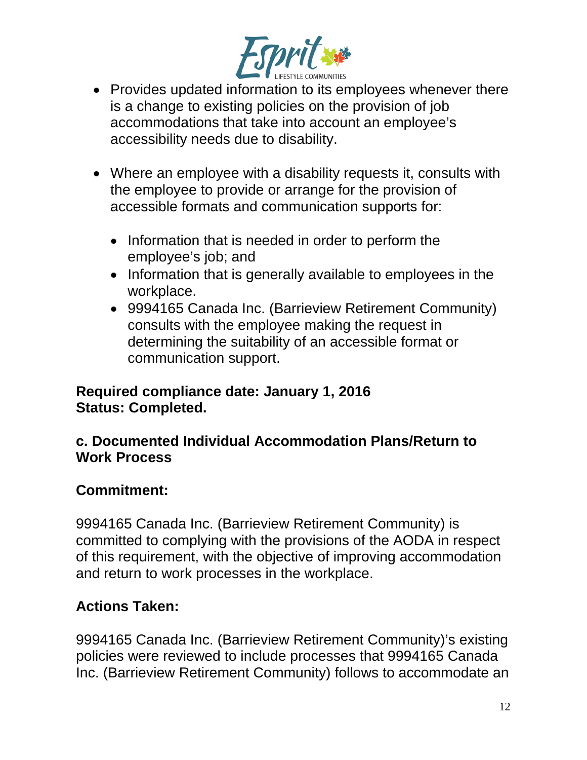- Provides updated information to its employees whenever there is a change to existing policies on the provision of job accommodations that take into account an employee's accessibility needs due to disability.

- Where an employee with a disability requests it, consults with the employee to provide or arrange for the provision of accessible formats and communication supports for:

  - Information that is needed in order to perform the employee's job; and
  - Information that is generally available to employees in the workplace.
  - 9994165 Canada Inc. (Barrieview Retirement Community) consults with the employee making the request in determining the suitability of an accessible format or communication support.

**Required compliance date: January 1, 2016**
**Status: Completed.**

### c. Documented Individual Accommodation Plans/Return to Work Process

**Commitment:**

9994165 Canada Inc. (Barrieview Retirement Community) is committed to complying with the provisions of the AODA in respect of this requirement, with the objective of improving accommodation and return to work processes in the workplace.

**Actions Taken:**

9994165 Canada Inc. (Barrieview Retirement Community)'s existing policies were reviewed to include processes that 9994165 Canada Inc. (Barrieview Retirement Community) follows to accommodate an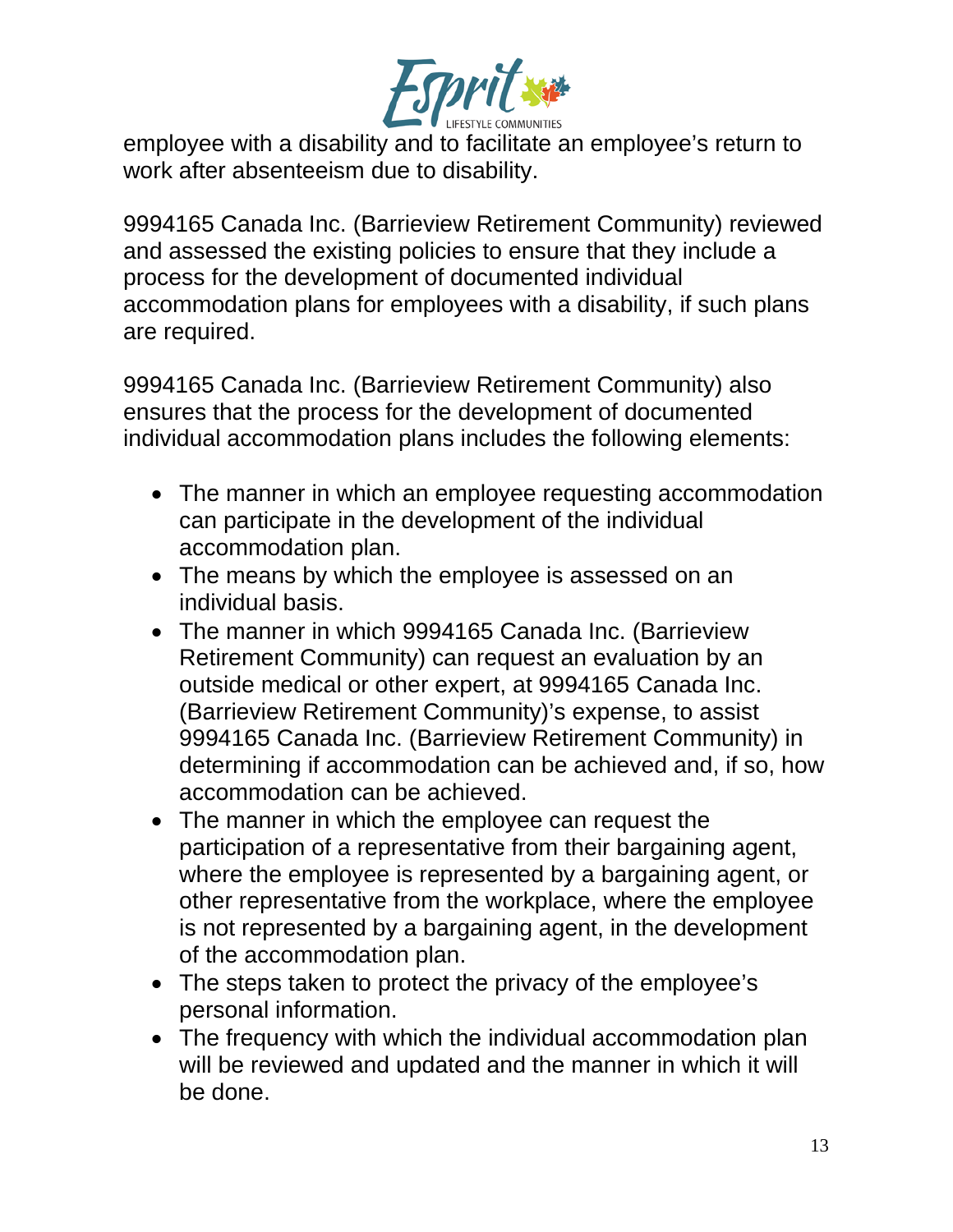employee with a disability and to facilitate an employee's return to work after absenteeism due to disability.

9994165 Canada Inc. (Barrieview Retirement Community) reviewed and assessed the existing policies to ensure that they include a process for the development of documented individual accommodation plans for employees with a disability, if such plans are required.

9994165 Canada Inc. (Barrieview Retirement Community) also ensures that the process for the development of documented individual accommodation plans includes the following elements:

- The manner in which an employee requesting accommodation can participate in the development of the individual accommodation plan.
- The means by which the employee is assessed on an individual basis.
- The manner in which 9994165 Canada Inc. (Barrieview Retirement Community) can request an evaluation by an outside medical or other expert, at 9994165 Canada Inc. (Barrieview Retirement Community)'s expense, to assist 9994165 Canada Inc. (Barrieview Retirement Community) in determining if accommodation can be achieved and, if so, how accommodation can be achieved.
- The manner in which the employee can request the participation of a representative from their bargaining agent, where the employee is represented by a bargaining agent, or other representative from the workplace, where the employee is not represented by a bargaining agent, in the development of the accommodation plan.
- The steps taken to protect the privacy of the employee's personal information.
- The frequency with which the individual accommodation plan will be reviewed and updated and the manner in which it will be done.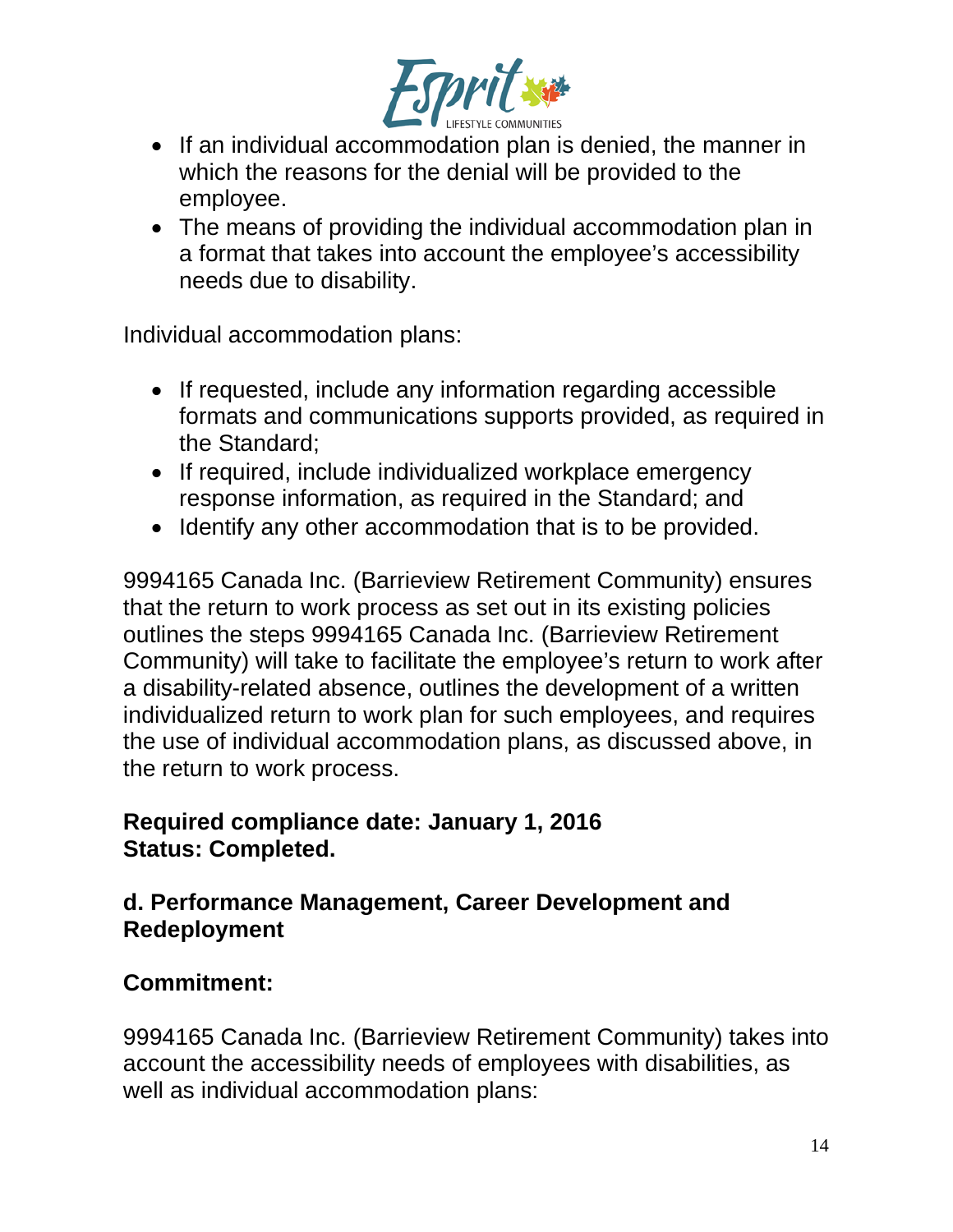- If an individual accommodation plan is denied, the manner in which the reasons for the denial will be provided to the employee.
- The means of providing the individual accommodation plan in a format that takes into account the employee's accessibility needs due to disability.

Individual accommodation plans:

- If requested, include any information regarding accessible formats and communications supports provided, as required in the Standard;
- If required, include individualized workplace emergency response information, as required in the Standard; and
- Identify any other accommodation that is to be provided.

9994165 Canada Inc. (Barrieview Retirement Community) ensures that the return to work process as set out in its existing policies outlines the steps 9994165 Canada Inc. (Barrieview Retirement Community) will take to facilitate the employee's return to work after a disability-related absence, outlines the development of a written individualized return to work plan for such employees, and requires the use of individual accommodation plans, as discussed above, in the return to work process.

**Required compliance date: January 1, 2016**
**Status: Completed.**

### d. Performance Management, Career Development and Redeployment

**Commitment:**

9994165 Canada Inc. (Barrieview Retirement Community) takes into account the accessibility needs of employees with disabilities, as well as individual accommodation plans: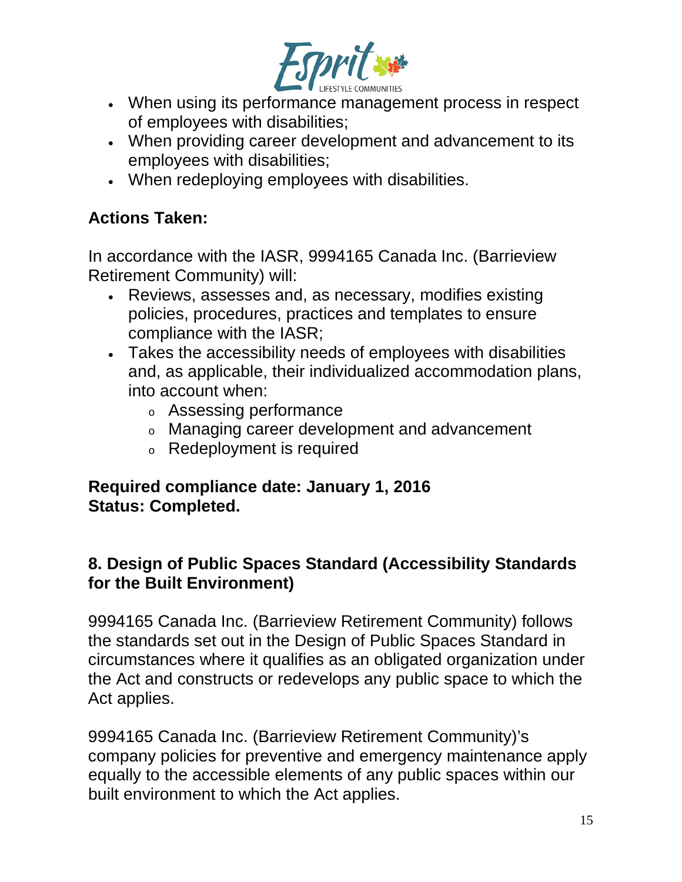- When using its performance management process in respect of employees with disabilities;
- When providing career development and advancement to its employees with disabilities;
- When redeploying employees with disabilities.

**Actions Taken:**

In accordance with the IASR, 9994165 Canada Inc. (Barrieview Retirement Community) will:

- Reviews, assesses and, as necessary, modifies existing policies, procedures, practices and templates to ensure compliance with the IASR;
- Takes the accessibility needs of employees with disabilities and, as applicable, their individualized accommodation plans, into account when:
  - Assessing performance
  - Managing career development and advancement
  - Redeployment is required

**Required compliance date: January 1, 2016**
**Status: Completed.**

### 8. Design of Public Spaces Standard (Accessibility Standards for the Built Environment)

9994165 Canada Inc. (Barrieview Retirement Community) follows the standards set out in the Design of Public Spaces Standard in circumstances where it qualifies as an obligated organization under the Act and constructs or redevelops any public space to which the Act applies.

9994165 Canada Inc. (Barrieview Retirement Community)'s company policies for preventive and emergency maintenance apply equally to the accessible elements of any public spaces within our built environment to which the Act applies.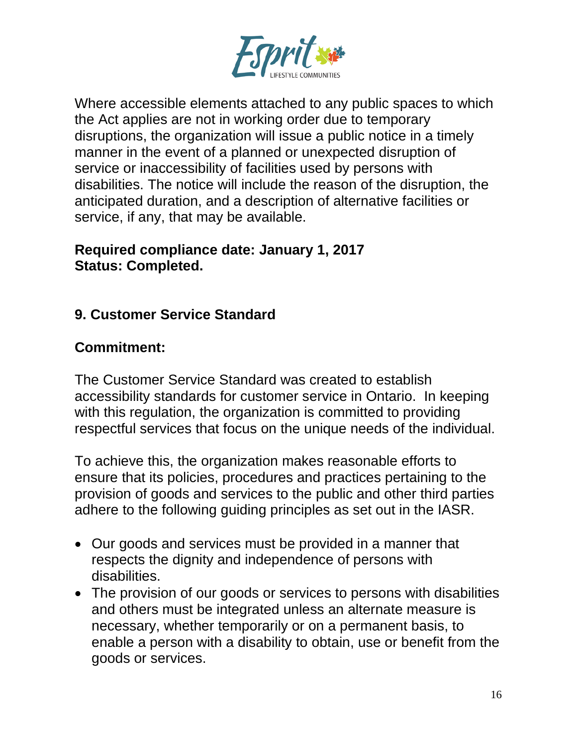Where accessible elements attached to any public spaces to which the Act applies are not in working order due to temporary disruptions, the organization will issue a public notice in a timely manner in the event of a planned or unexpected disruption of service or inaccessibility of facilities used by persons with disabilities. The notice will include the reason of the disruption, the anticipated duration, and a description of alternative facilities or service, if any, that may be available.

**Required compliance date: January 1, 2017**
**Status: Completed.**

## 9. Customer Service Standard

### Commitment:

The Customer Service Standard was created to establish accessibility standards for customer service in Ontario. In keeping with this regulation, the organization is committed to providing respectful services that focus on the unique needs of the individual.

To achieve this, the organization makes reasonable efforts to ensure that its policies, procedures and practices pertaining to the provision of goods and services to the public and other third parties adhere to the following guiding principles as set out in the IASR.

- Our goods and services must be provided in a manner that respects the dignity and independence of persons with disabilities.
- The provision of our goods or services to persons with disabilities and others must be integrated unless an alternate measure is necessary, whether temporarily or on a permanent basis, to enable a person with a disability to obtain, use or benefit from the goods or services.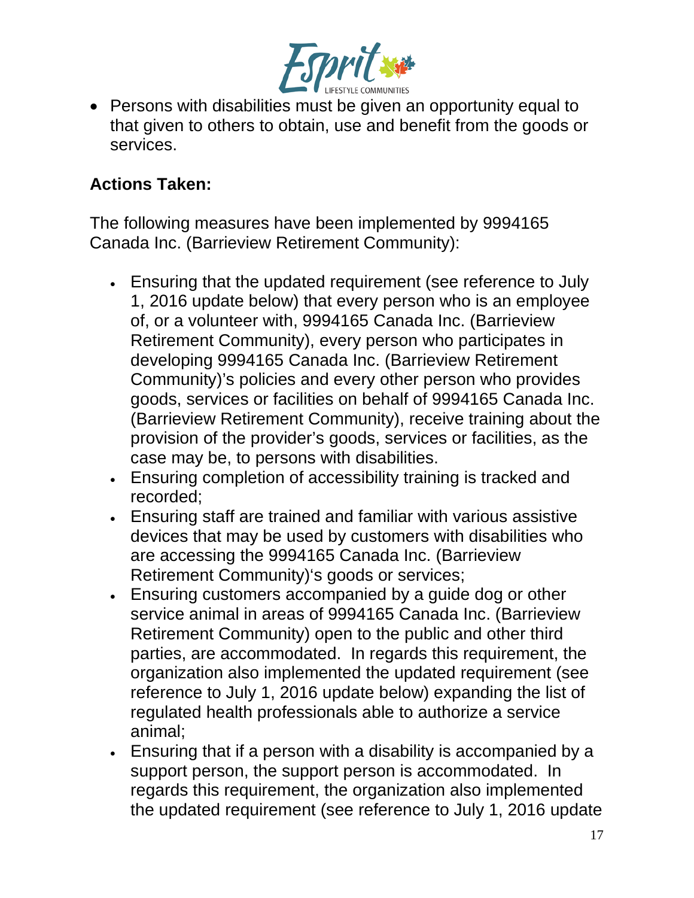- Persons with disabilities must be given an opportunity equal to that given to others to obtain, use and benefit from the goods or services.

**Actions Taken:**

The following measures have been implemented by 9994165 Canada Inc. (Barrieview Retirement Community):

- Ensuring that the updated requirement (see reference to July 1, 2016 update below) that every person who is an employee of, or a volunteer with, 9994165 Canada Inc. (Barrieview Retirement Community), every person who participates in developing 9994165 Canada Inc. (Barrieview Retirement Community)'s policies and every other person who provides goods, services or facilities on behalf of 9994165 Canada Inc. (Barrieview Retirement Community), receive training about the provision of the provider's goods, services or facilities, as the case may be, to persons with disabilities.
- Ensuring completion of accessibility training is tracked and recorded;
- Ensuring staff are trained and familiar with various assistive devices that may be used by customers with disabilities who are accessing the 9994165 Canada Inc. (Barrieview Retirement Community)'s goods or services;
- Ensuring customers accompanied by a guide dog or other service animal in areas of 9994165 Canada Inc. (Barrieview Retirement Community) open to the public and other third parties, are accommodated. In regards this requirement, the organization also implemented the updated requirement (see reference to July 1, 2016 update below) expanding the list of regulated health professionals able to authorize a service animal;
- Ensuring that if a person with a disability is accompanied by a support person, the support person is accommodated. In regards this requirement, the organization also implemented the updated requirement (see reference to July 1, 2016 update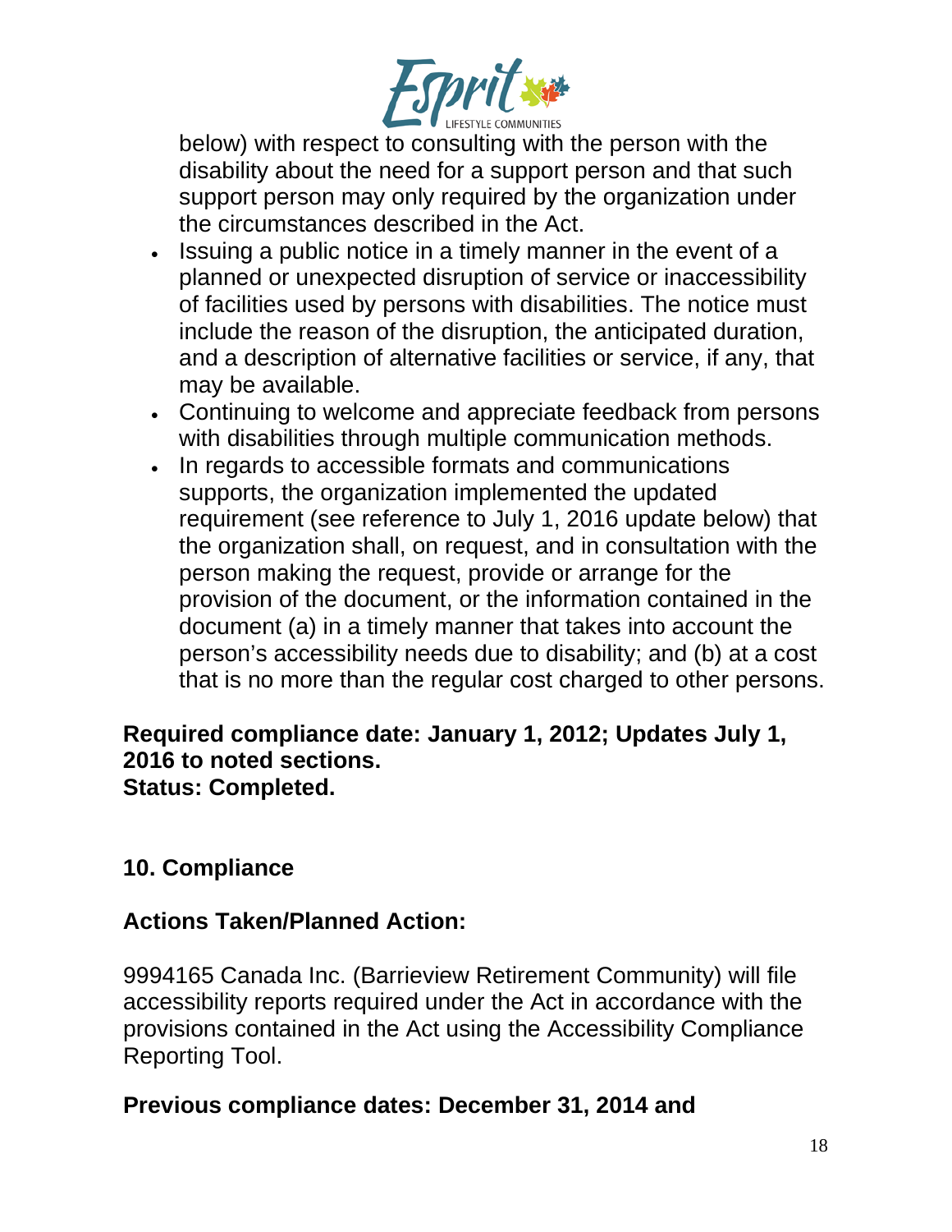below) with respect to consulting with the person with the disability about the need for a support person and that such support person may only required by the organization under the circumstances described in the Act.

- Issuing a public notice in a timely manner in the event of a planned or unexpected disruption of service or inaccessibility of facilities used by persons with disabilities. The notice must include the reason of the disruption, the anticipated duration, and a description of alternative facilities or service, if any, that may be available.
- Continuing to welcome and appreciate feedback from persons with disabilities through multiple communication methods.
- In regards to accessible formats and communications supports, the organization implemented the updated requirement (see reference to July 1, 2016 update below) that the organization shall, on request, and in consultation with the person making the request, provide or arrange for the provision of the document, or the information contained in the document (a) in a timely manner that takes into account the person's accessibility needs due to disability; and (b) at a cost that is no more than the regular cost charged to other persons.

**Required compliance date: January 1, 2012; Updates July 1, 2016 to noted sections.**
**Status: Completed.**

## 10. Compliance

**Actions Taken/Planned Action:**

9994165 Canada Inc. (Barrieview Retirement Community) will file accessibility reports required under the Act in accordance with the provisions contained in the Act using the Accessibility Compliance Reporting Tool.

**Previous compliance dates: December 31, 2014 and**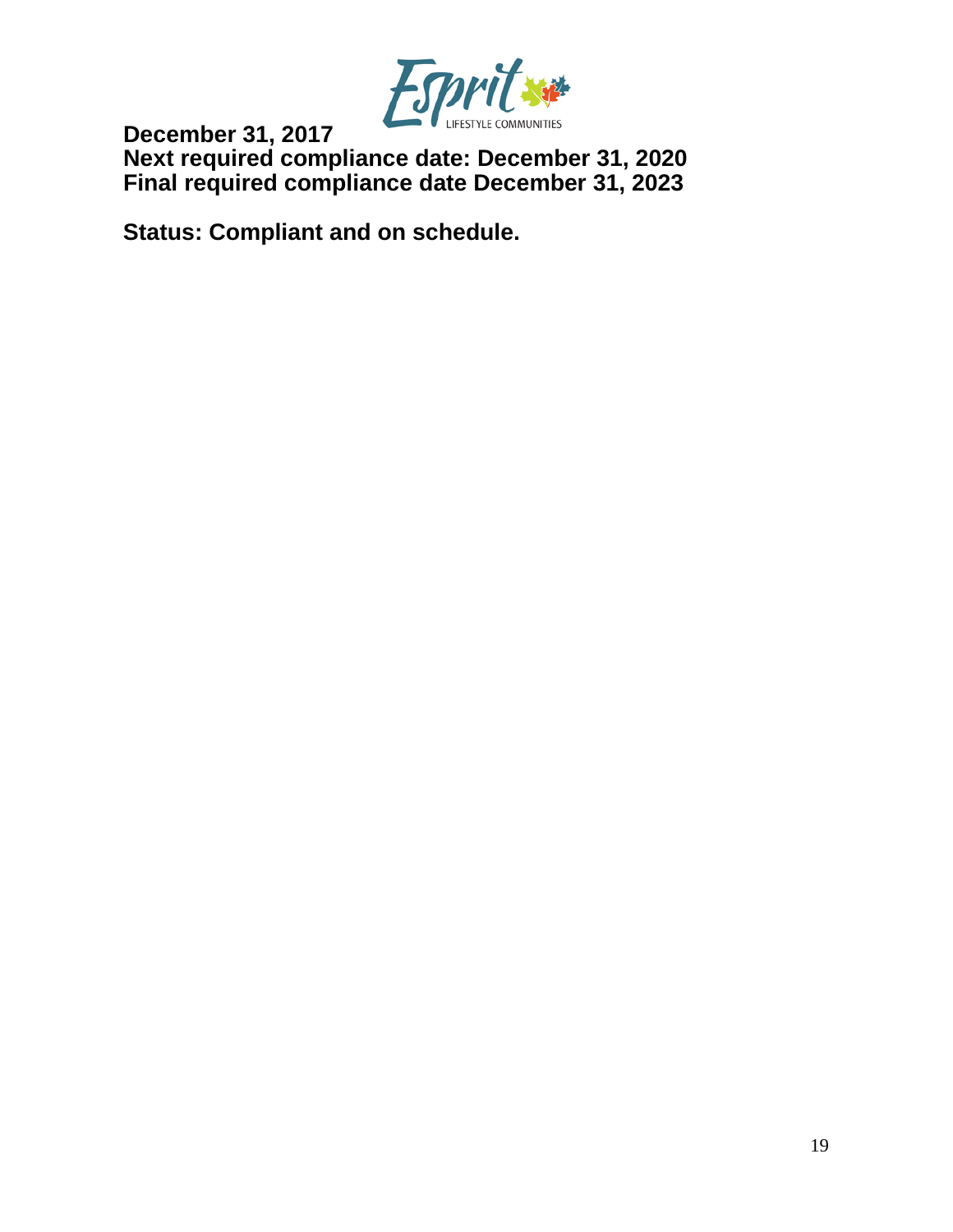**December 31, 2017**
**Next required compliance date: December 31, 2020**
**Final required compliance date December 31, 2023**

**Status: Compliant and on schedule.**